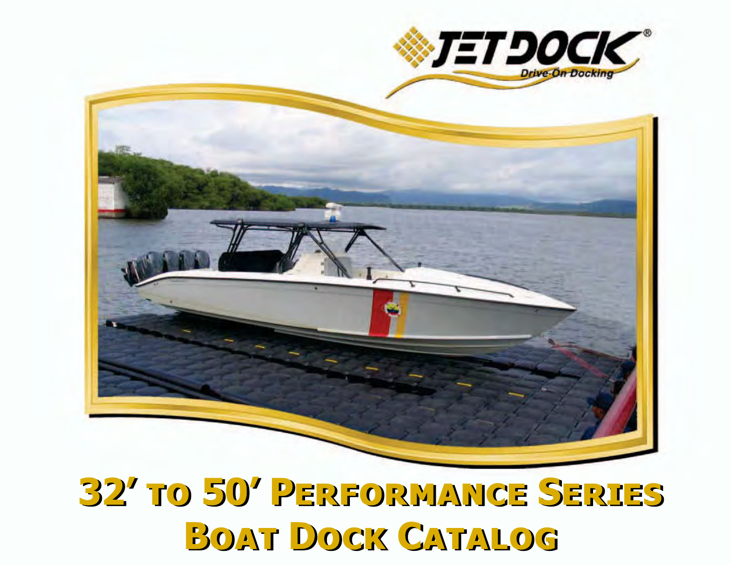JETDOCK®

Drive-On Docking

# 32' to 50' Performance Series Boat Dock Catalog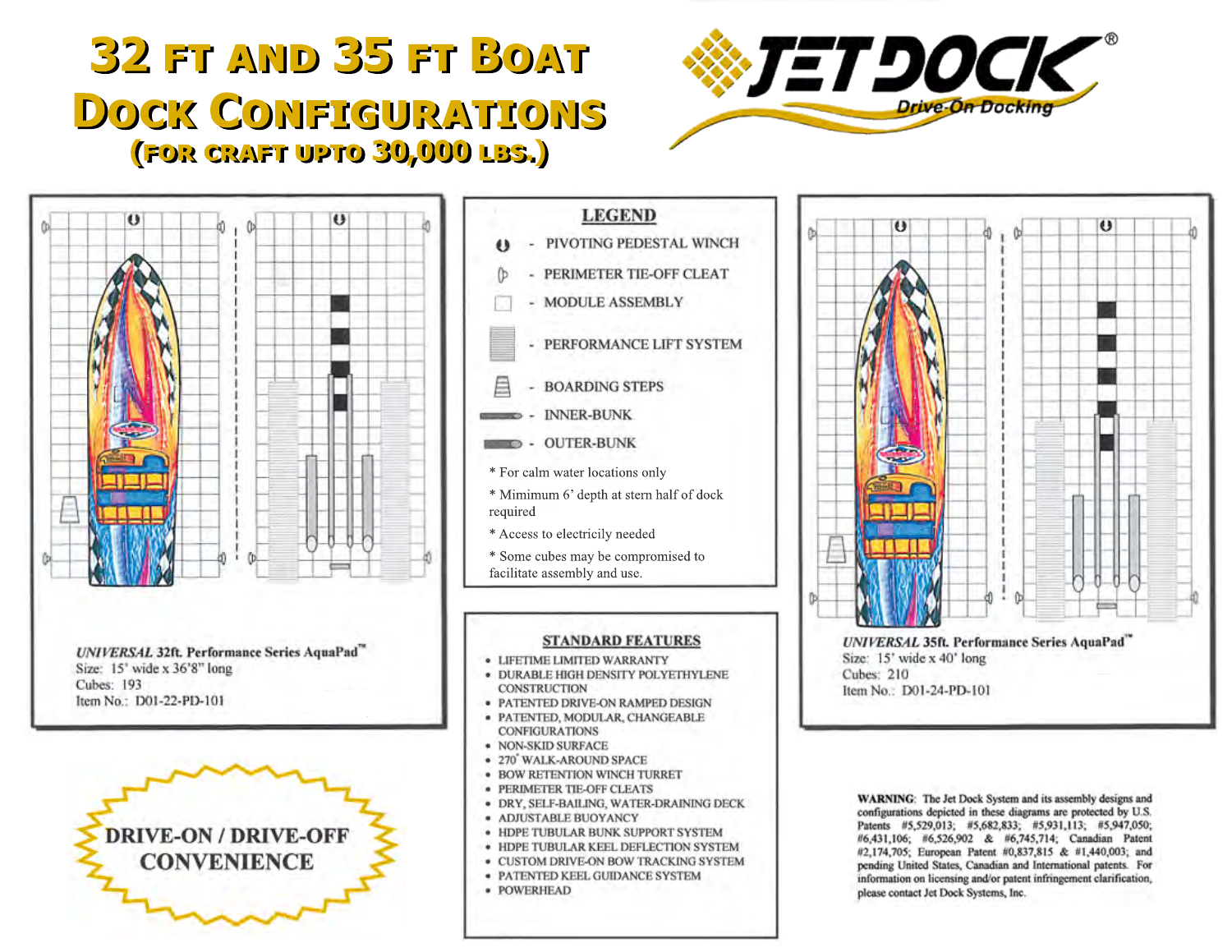# 32 ft and 35 ft Boat Dock Configurations

## (for craft upto 30,000 lbs.)

**JETDOCK®** Drive-On Docking

*UNIVERSAL* **32ft. Performance Series AquaPad™**
Size: 15' wide x 36'8" long
Cubes: 193
Item No.: D01-22-PD-101

### LEGEND

- PIVOTING PEDESTAL WINCH
- PERIMETER TIE-OFF CLEAT
- MODULE ASSEMBLY
- PERFORMANCE LIFT SYSTEM
- BOARDING STEPS
- INNER-BUNK
- OUTER-BUNK

\* For calm water locations only

\* Mimimum 6' depth at stern half of dock required

\* Access to electricly needed

\* Some cubes may be compromised to facilitate assembly and use.

*UNIVERSAL* **35ft. Performance Series AquaPad™**
Size: 15' wide x 40' long
Cubes: 210
Item No.: D01-24-PD-101

### STANDARD FEATURES

- LIFETIME LIMITED WARRANTY
- DURABLE HIGH DENSITY POLYETHYLENE CONSTRUCTION
- PATENTED DRIVE-ON RAMPED DESIGN
- PATENTED, MODULAR, CHANGEABLE CONFIGURATIONS
- NON-SKID SURFACE
- 270° WALK-AROUND SPACE
- BOW RETENTION WINCH TURRET
- PERIMETER TIE-OFF CLEATS
- DRY, SELF-BAILING, WATER-DRAINING DECK
- ADJUSTABLE BUOYANCY
- HDPE TUBULAR BUNK SUPPORT SYSTEM
- HDPE TUBULAR KEEL DEFLECTION SYSTEM
- CUSTOM DRIVE-ON BOW TRACKING SYSTEM
- PATENTED KEEL GUIDANCE SYSTEM
- POWERHEAD

**DRIVE-ON / DRIVE-OFF CONVENIENCE**

**WARNING**: The Jet Dock System and its assembly designs and configurations depicted in these diagrams are protected by U.S. Patents #5,529,013; #5,682,833; #5,931,113; #5,947,050; #6,431,106; #6,526,902 & #6,745,714; Canadian Patent #2,174,705; European Patent #0,837,815 & #1,440,003; and pending United States, Canadian and International patents. For information on licensing and/or patent infringement clarification, please contact Jet Dock Systems, Inc.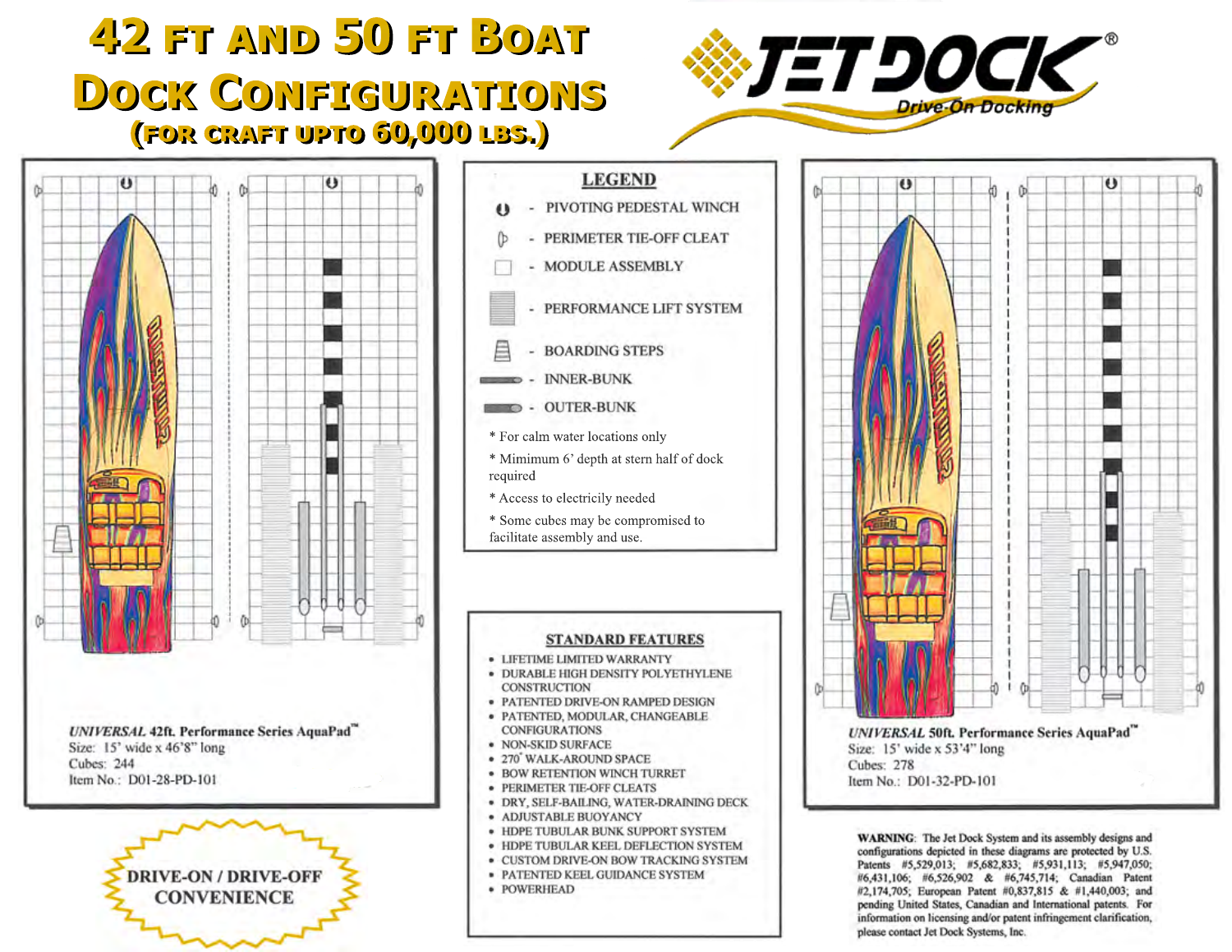# 42 ft and 50 ft Boat Dock Configurations

## (for craft upto 60,000 lbs.)

JETDOCK® Drive-On Docking

*UNIVERSAL* 42ft. Performance Series AquaPad™
Size: 15' wide x 46'8" long
Cubes: 244
Item No.: D01-28-PD-101

*UNIVERSAL* 50ft. Performance Series AquaPad™
Size: 15' wide x 53'4" long
Cubes: 278
Item No.: D01-32-PD-101

### LEGEND

- PIVOTING PEDESTAL WINCH
- PERIMETER TIE-OFF CLEAT
- MODULE ASSEMBLY
- PERFORMANCE LIFT SYSTEM
- BOARDING STEPS
- INNER-BUNK
- OUTER-BUNK

\* For calm water locations only

\* Mimimum 6' depth at stern half of dock required

\* Access to electricity needed

\* Some cubes may be compromised to facilitate assembly and use.

### STANDARD FEATURES

- LIFETIME LIMITED WARRANTY
- DURABLE HIGH DENSITY POLYETHYLENE CONSTRUCTION
- PATENTED DRIVE-ON RAMPED DESIGN
- PATENTED, MODULAR, CHANGEABLE CONFIGURATIONS
- NON-SKID SURFACE
- 270° WALK-AROUND SPACE
- BOW RETENTION WINCH TURRET
- PERIMETER TIE-OFF CLEATS
- DRY, SELF-BAILING, WATER-DRAINING DECK
- ADJUSTABLE BUOYANCY
- HDPE TUBULAR BUNK SUPPORT SYSTEM
- HDPE TUBULAR KEEL DEFLECTION SYSTEM
- CUSTOM DRIVE-ON BOW TRACKING SYSTEM
- PATENTED KEEL GUIDANCE SYSTEM
- POWERHEAD

DRIVE-ON / DRIVE-OFF CONVENIENCE

**WARNING**: The Jet Dock System and its assembly designs and configurations depicted in these diagrams are protected by U.S. Patents #5,529,013; #5,682,833; #5,931,113; #5,947,050; #6,431,106; #6,526,902 & #6,745,714; Canadian Patent #2,174,705; European Patent #0,837,815 & #1,440,003; and pending United States, Canadian and International patents. For information on licensing and/or patent infringement clarification, please contact Jet Dock Systems, Inc.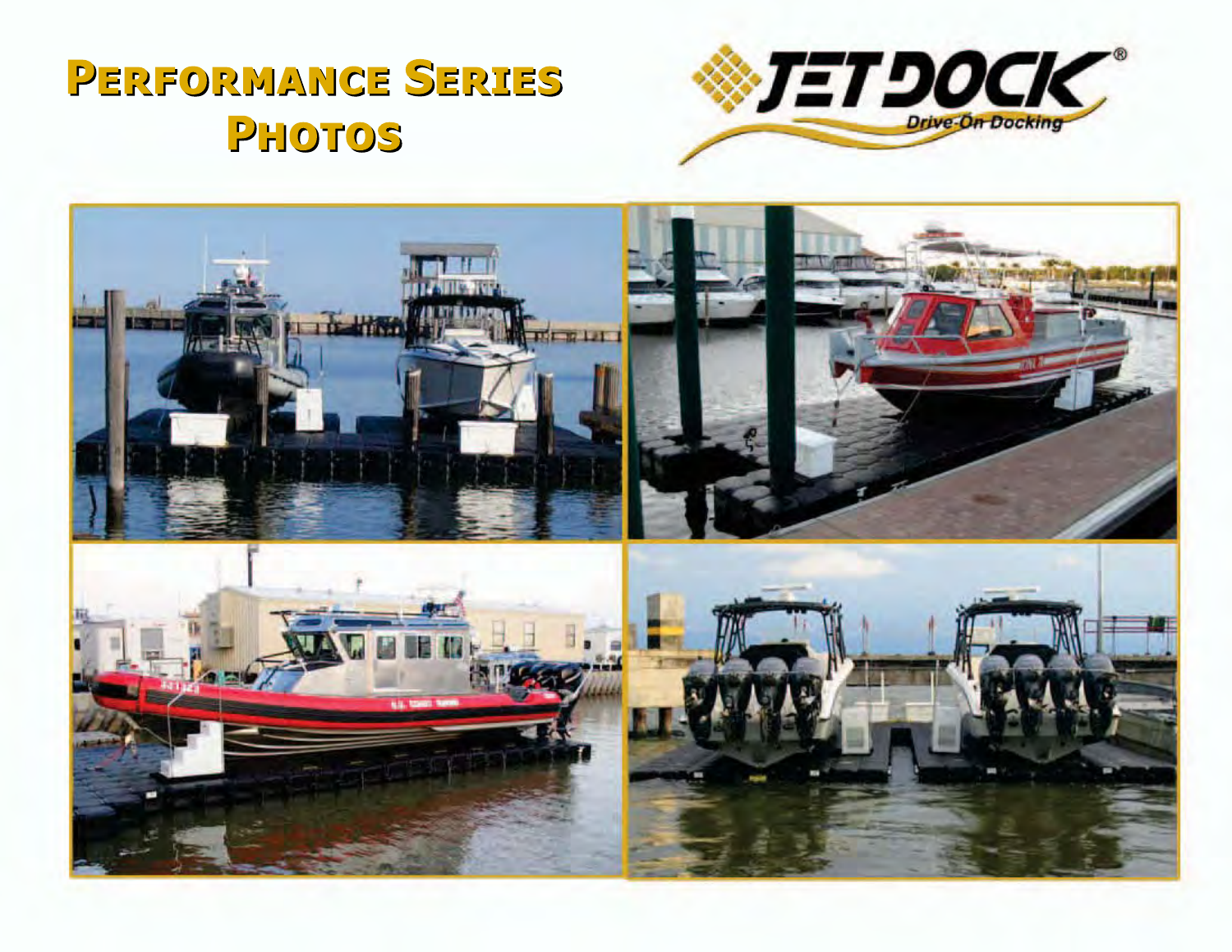# Performance Series Photos

JET DOCK®

Drive-On Docking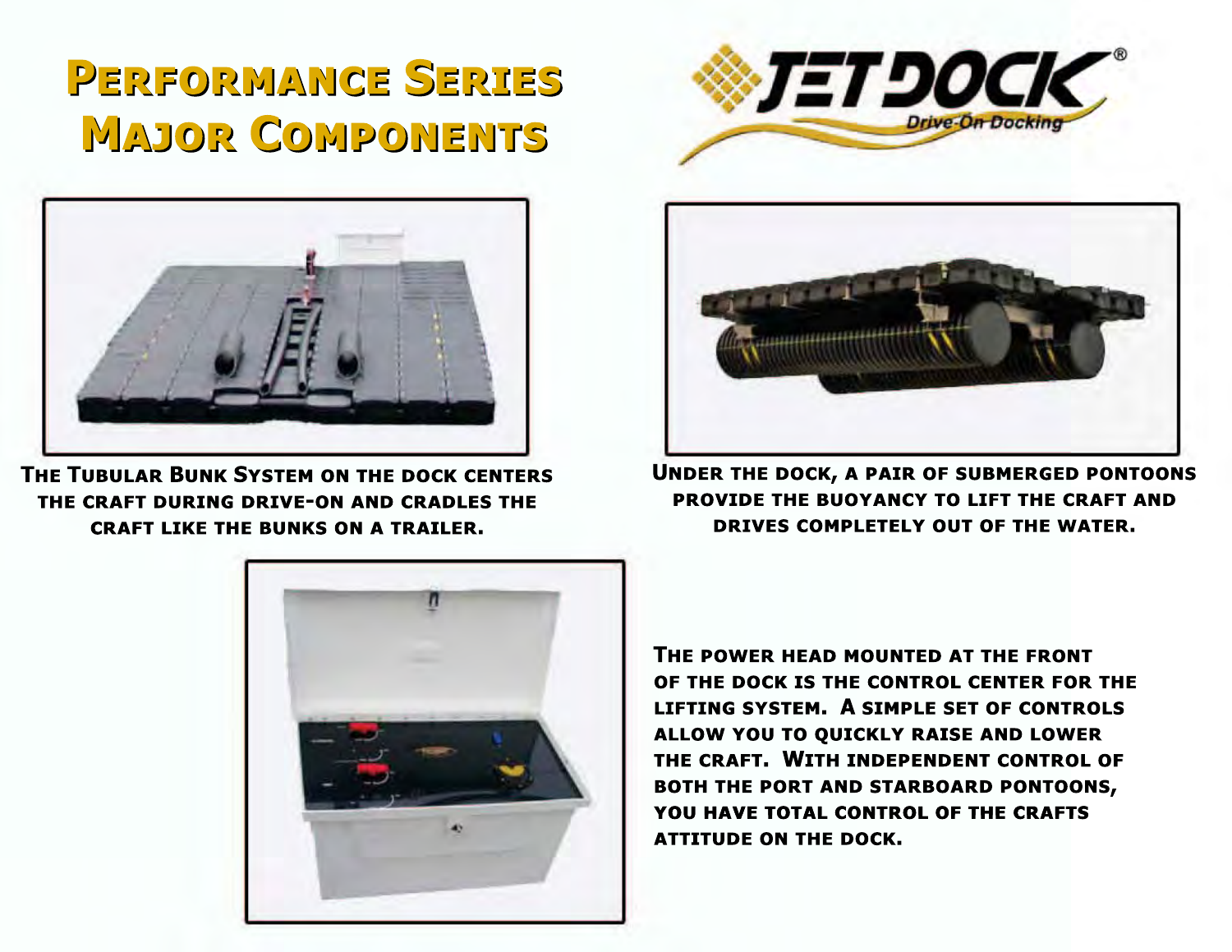# Performance Series Major Components

JETDOCK® Drive-On Docking

The Tubular Bunk System on the dock centers the craft during drive-on and cradles the craft like the bunks on a trailer.

Under the dock, a pair of submerged pontoons provide the buoyancy to lift the craft and drives completely out of the water.

The power head mounted at the front of the dock is the control center for the lifting system. A simple set of controls allow you to quickly raise and lower the craft. With independent control of both the port and starboard pontoons, you have total control of the crafts attitude on the dock.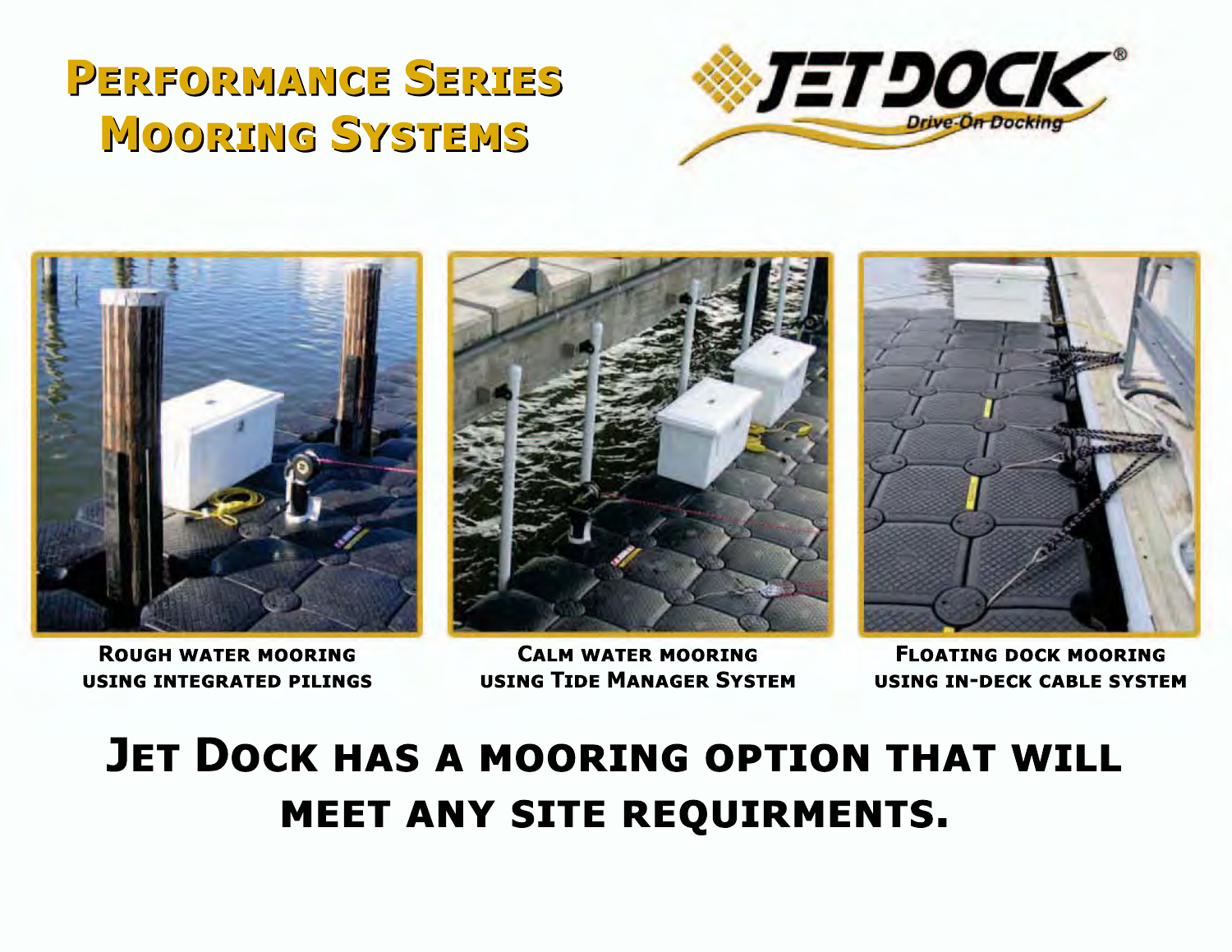# Performance Series Mooring Systems

**Rough water mooring using integrated pilings**

**Calm water mooring using Tide Manager System**

**Floating dock mooring using in-deck cable system**

## Jet Dock has a mooring option that will meet any site requirments.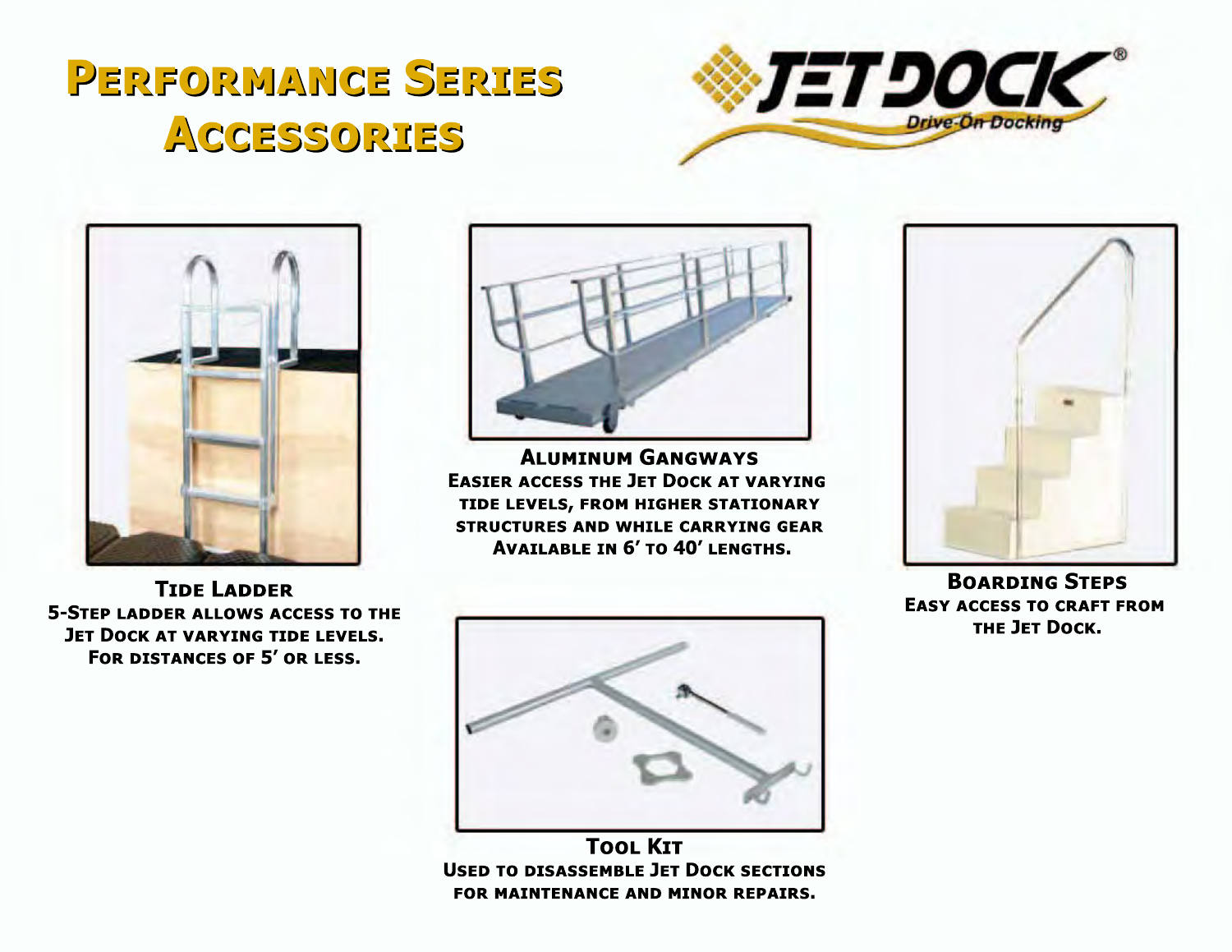# Performance Series Accessories

**JetDock®** Drive-On Docking

## Tide Ladder

**5-Step ladder allows access to the Jet Dock at varying tide levels. For distances of 5' or less.**

## Aluminum Gangways

**Easier access the Jet Dock at varying tide levels, from higher stationary structures and while carrying gear Available in 6' to 40' lengths.**

## Boarding Steps

**Easy access to craft from the Jet Dock.**

## Tool Kit

**Used to disassemble Jet Dock sections for maintenance and minor repairs.**